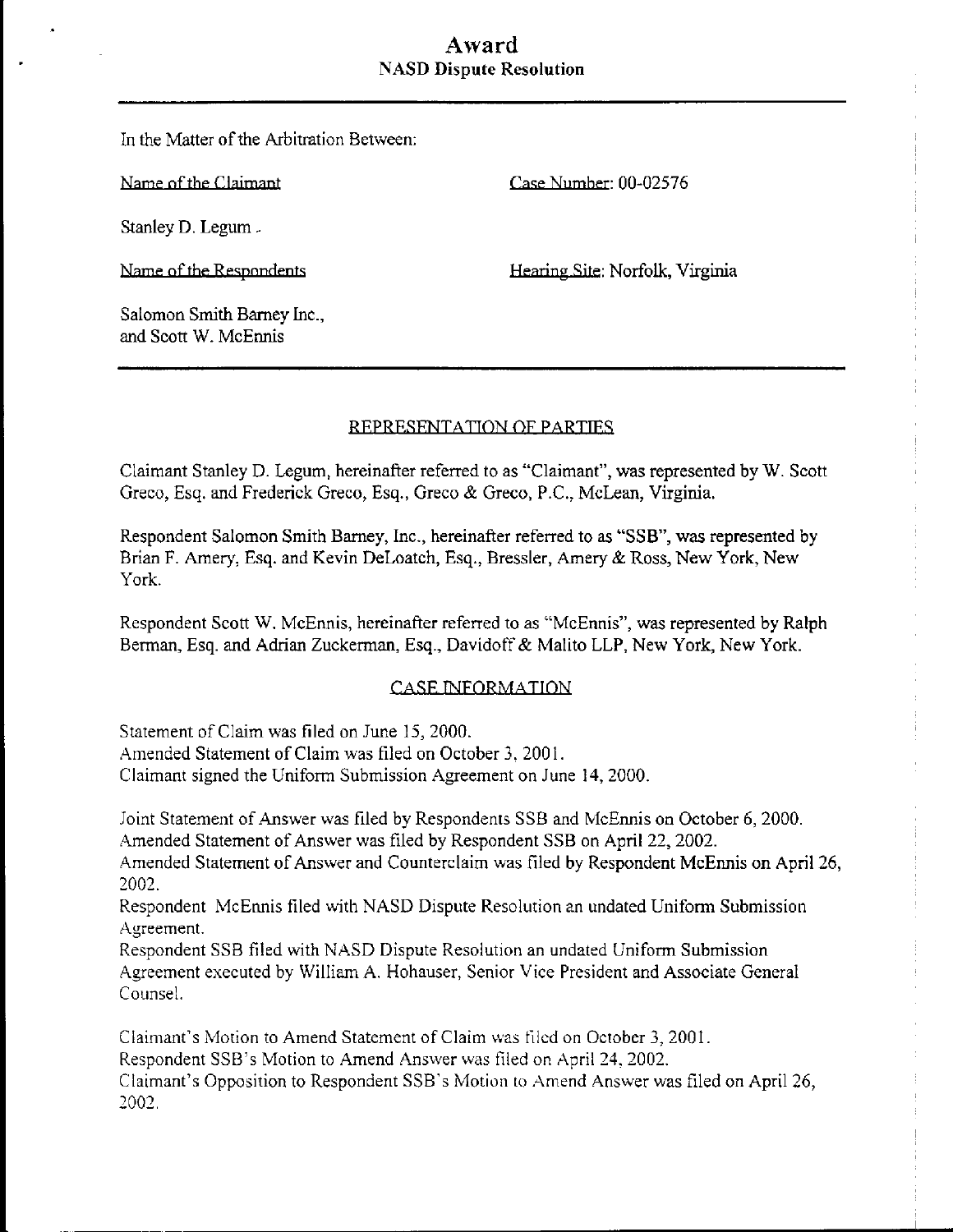# Award
## NASD Dispute Resolution

In the Matter of the Arbitration Between:

Name of the Claimant

Stanley D. Legum

Case Number: 00-02576

Name of the Respondents

Salomon Smith Barney Inc., and Scott W. McEnnis

Hearing Site: Norfolk, Virginia

---

### REPRESENTATION OF PARTIES

Claimant Stanley D. Legum, hereinafter referred to as "Claimant", was represented by W. Scott Greco, Esq. and Frederick Greco, Esq., Greco & Greco, P.C., McLean, Virginia.

Respondent Salomon Smith Barney, Inc., hereinafter referred to as "SSB", was represented by Brian F. Amery, Esq. and Kevin DeLoatch, Esq., Bressler, Amery & Ross, New York, New York.

Respondent Scott W. McEnnis, hereinafter referred to as "McEnnis", was represented by Ralph Berman, Esq. and Adrian Zuckerman, Esq., Davidoff & Malito LLP, New York, New York.

### CASE INFORMATION

Statement of Claim was filed on June 15, 2000.
Amended Statement of Claim was filed on October 3, 2001.
Claimant signed the Uniform Submission Agreement on June 14, 2000.

Joint Statement of Answer was filed by Respondents SSB and McEnnis on October 6, 2000.
Amended Statement of Answer was filed by Respondent SSB on April 22, 2002.
Amended Statement of Answer and Counterclaim was filed by Respondent McEnnis on April 26, 2002.
Respondent McEnnis filed with NASD Dispute Resolution an undated Uniform Submission Agreement.
Respondent SSB filed with NASD Dispute Resolution an undated Uniform Submission Agreement executed by William A. Hohauser, Senior Vice President and Associate General Counsel.

Claimant's Motion to Amend Statement of Claim was filed on October 3, 2001.
Respondent SSB's Motion to Amend Answer was filed on April 24, 2002.
Claimant's Opposition to Respondent SSB's Motion to Amend Answer was filed on April 26, 2002.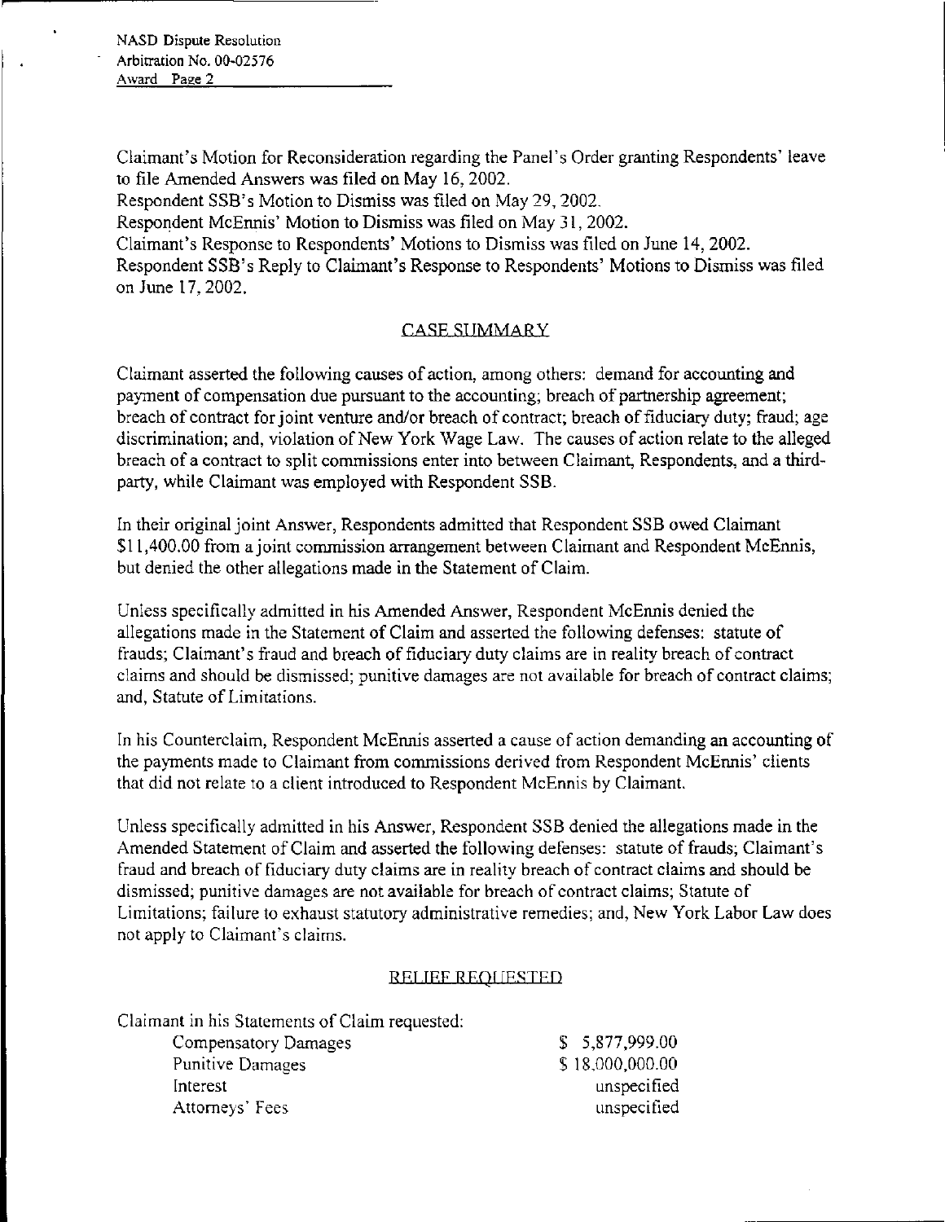Claimant's Motion for Reconsideration regarding the Panel's Order granting Respondents' leave to file Amended Answers was filed on May 16, 2002.
Respondent SSB's Motion to Dismiss was filed on May 29, 2002.
Respondent McEnnis' Motion to Dismiss was filed on May 31, 2002.
Claimant's Response to Respondents' Motions to Dismiss was filed on June 14, 2002.
Respondent SSB's Reply to Claimant's Response to Respondents' Motions to Dismiss was filed on June 17, 2002.

## CASE SUMMARY

Claimant asserted the following causes of action, among others: demand for accounting and payment of compensation due pursuant to the accounting; breach of partnership agreement; breach of contract for joint venture and/or breach of contract; breach of fiduciary duty; fraud; age discrimination; and, violation of New York Wage Law. The causes of action relate to the alleged breach of a contract to split commissions enter into between Claimant, Respondents, and a third-party, while Claimant was employed with Respondent SSB.

In their original joint Answer, Respondents admitted that Respondent SSB owed Claimant $11,400.00 from a joint commission arrangement between Claimant and Respondent McEnnis, but denied the other allegations made in the Statement of Claim.

Unless specifically admitted in his Amended Answer, Respondent McEnnis denied the allegations made in the Statement of Claim and asserted the following defenses: statute of frauds; Claimant's fraud and breach of fiduciary duty claims are in reality breach of contract claims and should be dismissed; punitive damages are not available for breach of contract claims; and, Statute of Limitations.

In his Counterclaim, Respondent McEnnis asserted a cause of action demanding an accounting of the payments made to Claimant from commissions derived from Respondent McEnnis' clients that did not relate to a client introduced to Respondent McEnnis by Claimant.

Unless specifically admitted in his Answer, Respondent SSB denied the allegations made in the Amended Statement of Claim and asserted the following defenses: statute of frauds; Claimant's fraud and breach of fiduciary duty claims are in reality breach of contract claims and should be dismissed; punitive damages are not available for breach of contract claims; Statute of Limitations; failure to exhaust statutory administrative remedies; and, New York Labor Law does not apply to Claimant's claims.

## RELIEF REQUESTED

Claimant in his Statements of Claim requested:

| | |
|---|---|
| Compensatory Damages | $ 5,877,999.00 |
| Punitive Damages | $ 18,000,000.00 |
| Interest | unspecified |
| Attorneys' Fees | unspecified |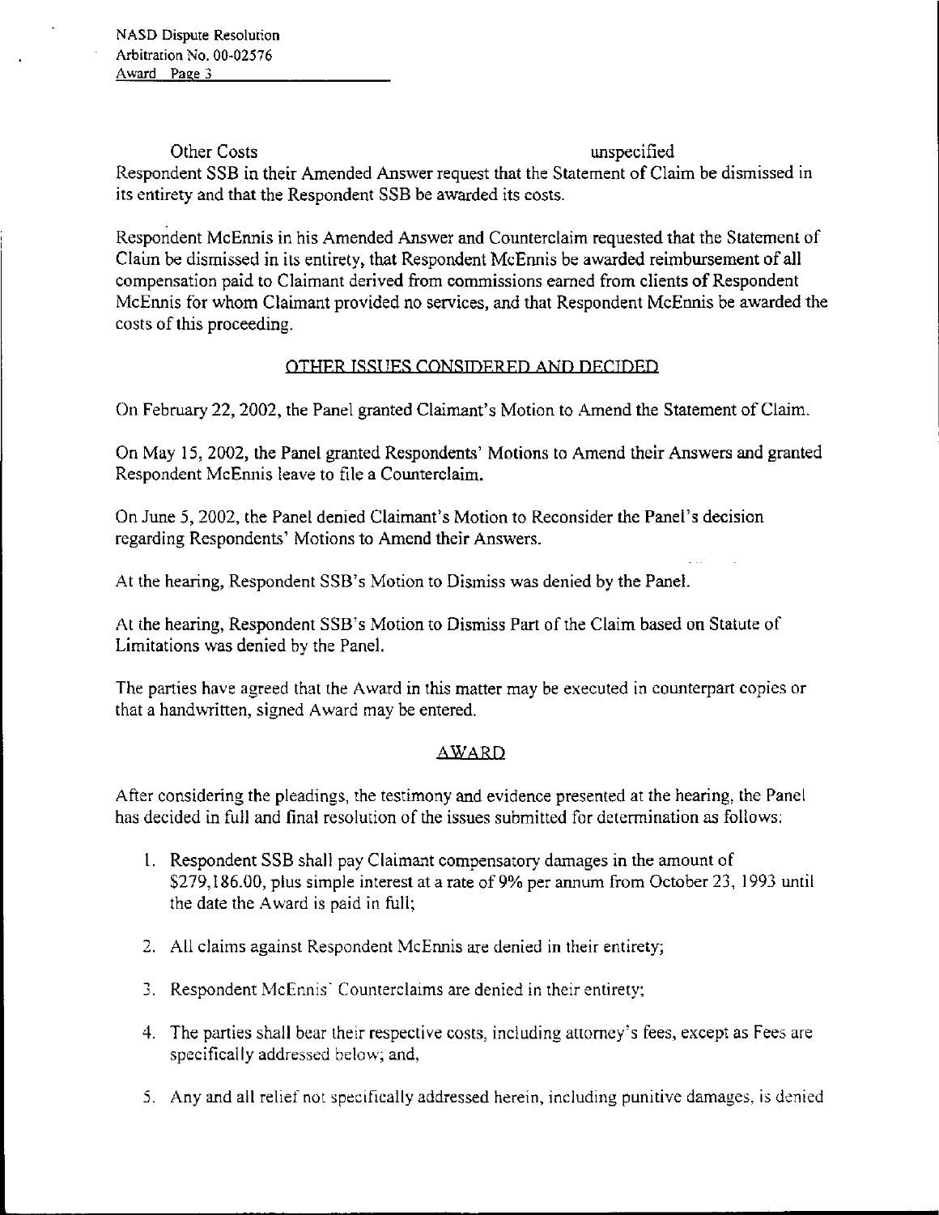Other Costs unspecified

Respondent SSB in their Amended Answer request that the Statement of Claim be dismissed in its entirety and that the Respondent SSB be awarded its costs.

Respondent McEnnis in his Amended Answer and Counterclaim requested that the Statement of Claim be dismissed in its entirety, that Respondent McEnnis be awarded reimbursement of all compensation paid to Claimant derived from commissions earned from clients of Respondent McEnnis for whom Claimant provided no services, and that Respondent McEnnis be awarded the costs of this proceeding.

## OTHER ISSUES CONSIDERED AND DECIDED

On February 22, 2002, the Panel granted Claimant's Motion to Amend the Statement of Claim.

On May 15, 2002, the Panel granted Respondents' Motions to Amend their Answers and granted Respondent McEnnis leave to file a Counterclaim.

On June 5, 2002, the Panel denied Claimant's Motion to Reconsider the Panel's decision regarding Respondents' Motions to Amend their Answers.

At the hearing, Respondent SSB's Motion to Dismiss was denied by the Panel.

At the hearing, Respondent SSB's Motion to Dismiss Part of the Claim based on Statute of Limitations was denied by the Panel.

The parties have agreed that the Award in this matter may be executed in counterpart copies or that a handwritten, signed Award may be entered.

## AWARD

After considering the pleadings, the testimony and evidence presented at the hearing, the Panel has decided in full and final resolution of the issues submitted for determination as follows:

1. Respondent SSB shall pay Claimant compensatory damages in the amount of $279,186.00, plus simple interest at a rate of 9% per annum from October 23, 1993 until the date the Award is paid in full;
2. All claims against Respondent McEnnis are denied in their entirety;
3. Respondent McEnnis' Counterclaims are denied in their entirety;
4. The parties shall bear their respective costs, including attorney's fees, except as Fees are specifically addressed below; and,
5. Any and all relief not specifically addressed herein, including punitive damages, is denied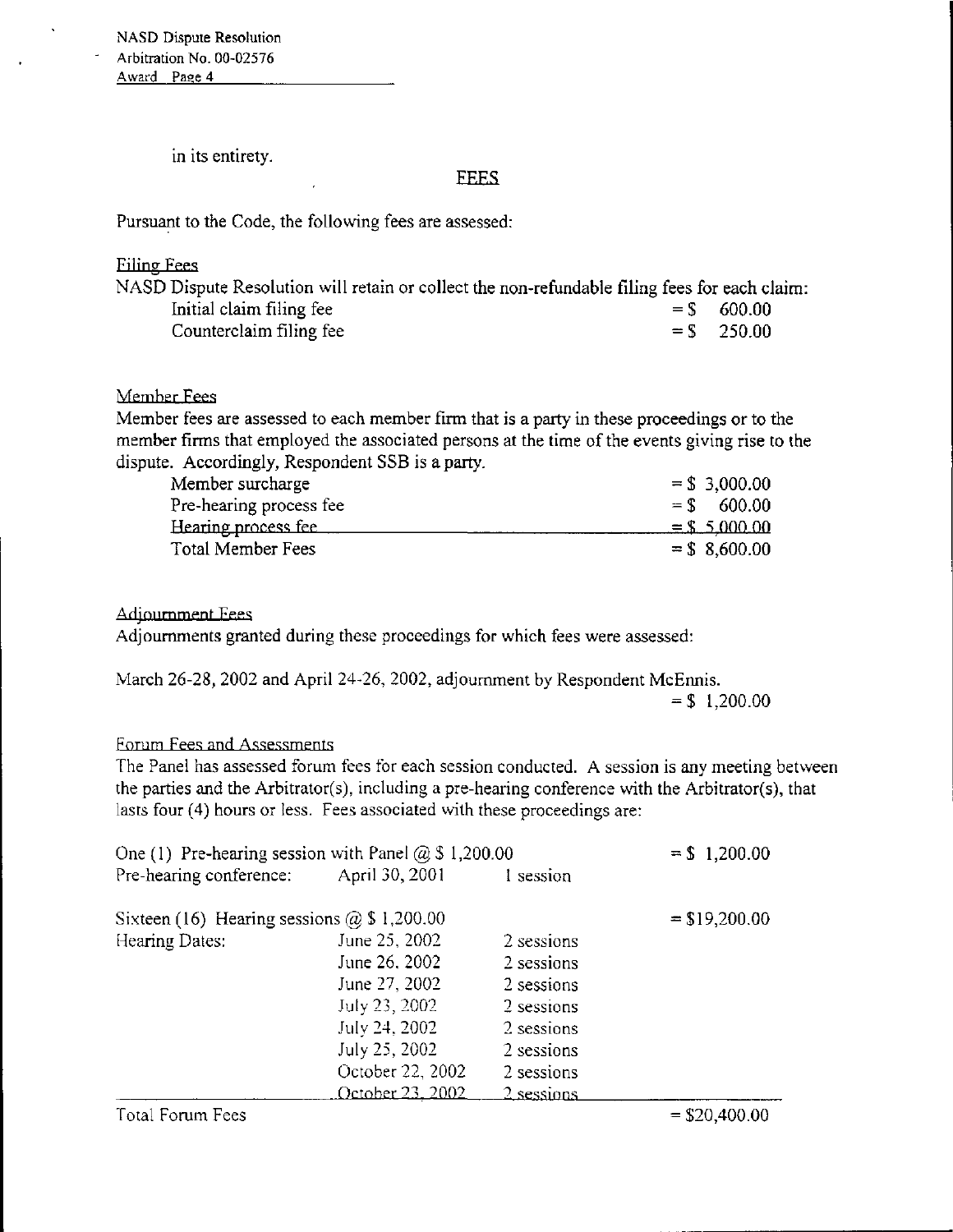in its entirety.

## FEES

Pursuant to the Code, the following fees are assessed:

### Filing Fees

NASD Dispute Resolution will retain or collect the non-refundable filing fees for each claim:

| | |
|---|---|
| Initial claim filing fee | = $ 600.00 |
| Counterclaim filing fee | = $ 250.00 |

### Member Fees

Member fees are assessed to each member firm that is a party in these proceedings or to the member firms that employed the associated persons at the time of the events giving rise to the dispute. Accordingly, Respondent SSB is a party.

| | |
|---|---|
| Member surcharge | = $ 3,000.00 |
| Pre-hearing process fee | = $ 600.00 |
| Hearing process fee | = $ 5,000.00 |
| Total Member Fees | = $ 8,600.00 |

### Adjournment Fees

Adjournments granted during these proceedings for which fees were assessed:

March 26-28, 2002 and April 24-26, 2002, adjournment by Respondent McEnnis. = $ 1,200.00

### Forum Fees and Assessments

The Panel has assessed forum fees for each session conducted. A session is any meeting between the parties and the Arbitrator(s), including a pre-hearing conference with the Arbitrator(s), that lasts four (4) hours or less. Fees associated with these proceedings are:

| | | | |
|---|---|---|---|
| One (1) Pre-hearing session with Panel @ $ 1,200.00 | | | = $ 1,200.00 |
| Pre-hearing conference: | April 30, 2001 | 1 session | |
| Sixteen (16) Hearing sessions @ $ 1,200.00 | | | = $19,200.00 |
| Hearing Dates: | June 25, 2002 | 2 sessions | |
| | June 26, 2002 | 2 sessions | |
| | June 27, 2002 | 2 sessions | |
| | July 23, 2002 | 2 sessions | |
| | July 24, 2002 | 2 sessions | |
| | July 25, 2002 | 2 sessions | |
| | October 22, 2002 | 2 sessions | |
| | October 23, 2002 | 2 sessions | |
| Total Forum Fees | | | = $20,400.00 |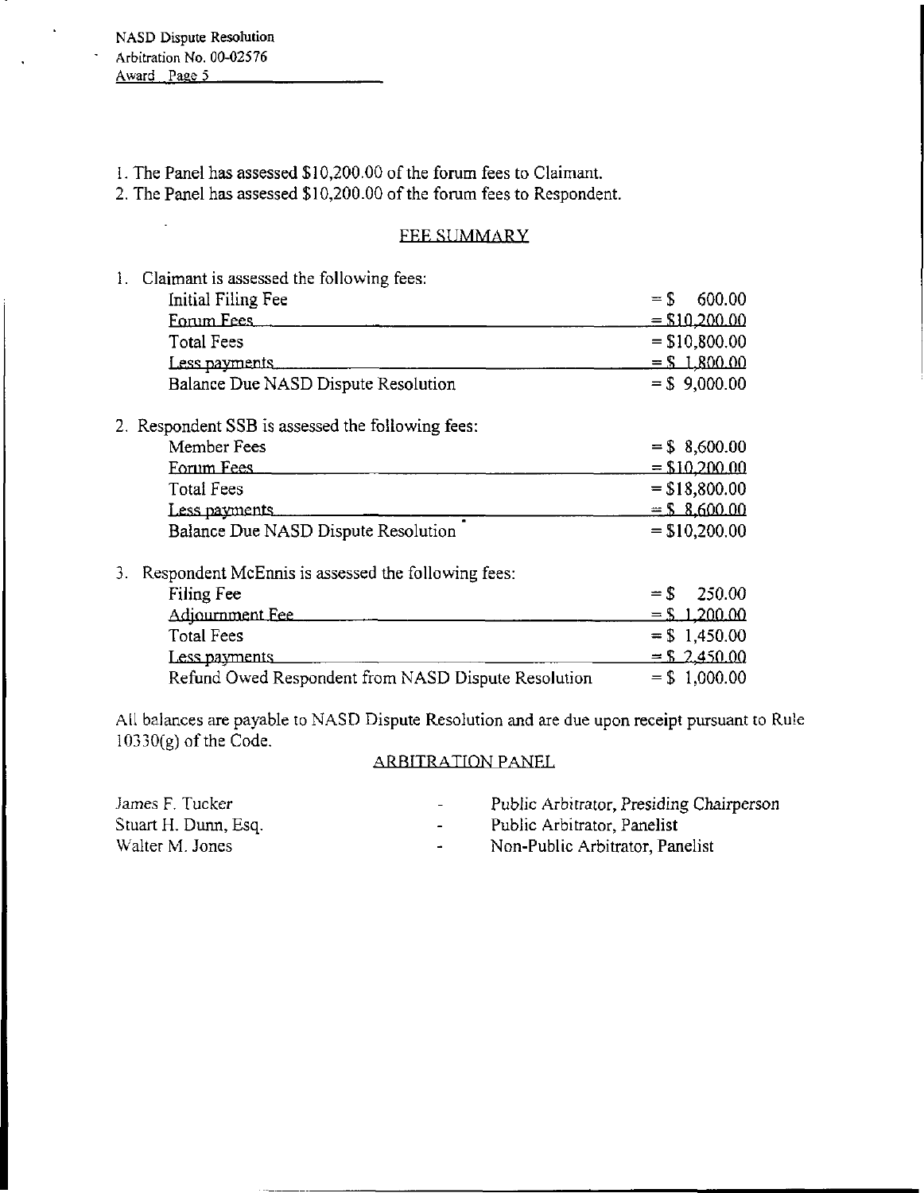1. The Panel has assessed $10,200.00 of the forum fees to Claimant.
2. The Panel has assessed $10,200.00 of the forum fees to Respondent.

## FEE SUMMARY

1. Claimant is assessed the following fees:

| | |
|---|---|
| Initial Filing Fee | = $ 600.00 |
| Forum Fees | = $10,200.00 |
| Total Fees | = $10,800.00 |
| Less payments | = $ 1,800.00 |
| Balance Due NASD Dispute Resolution | = $ 9,000.00 |

2. Respondent SSB is assessed the following fees:

| | |
|---|---|
| Member Fees | = $ 8,600.00 |
| Forum Fees | = $10,200.00 |
| Total Fees | = $18,800.00 |
| Less payments | = $ 8,600.00 |
| Balance Due NASD Dispute Resolution | = $10,200.00 |

3. Respondent McEnnis is assessed the following fees:

| | |
|---|---|
| Filing Fee | = $ 250.00 |
| Adjournment Fee | = $ 1,200.00 |
| Total Fees | = $ 1,450.00 |
| Less payments | = $ 2,450.00 |
| Refund Owed Respondent from NASD Dispute Resolution | = $ 1,000.00 |

All balances are payable to NASD Dispute Resolution and are due upon receipt pursuant to Rule 10330(g) of the Code.

## ARBITRATION PANEL

| | | |
|---|---|---|
| James F. Tucker | - | Public Arbitrator, Presiding Chairperson |
| Stuart H. Dunn, Esq. | - | Public Arbitrator, Panelist |
| Walter M. Jones | - | Non-Public Arbitrator, Panelist |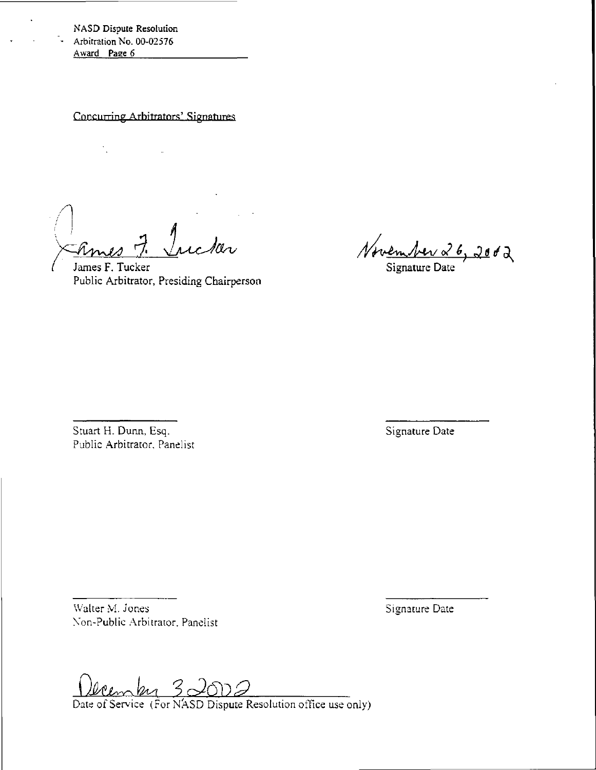NASD Dispute Resolution
Arbitration No. 00-02576
Award Page 6

Concurring Arbitrators' Signatures

James F. Tucker
Public Arbitrator, Presiding Chairperson

November 26, 2002
Signature Date

Stuart H. Dunn, Esq.
Public Arbitrator, Panelist

Signature Date

Walter M. Jones
Non-Public Arbitrator, Panelist

Signature Date

December 3 2002
Date of Service (For NASD Dispute Resolution office use only)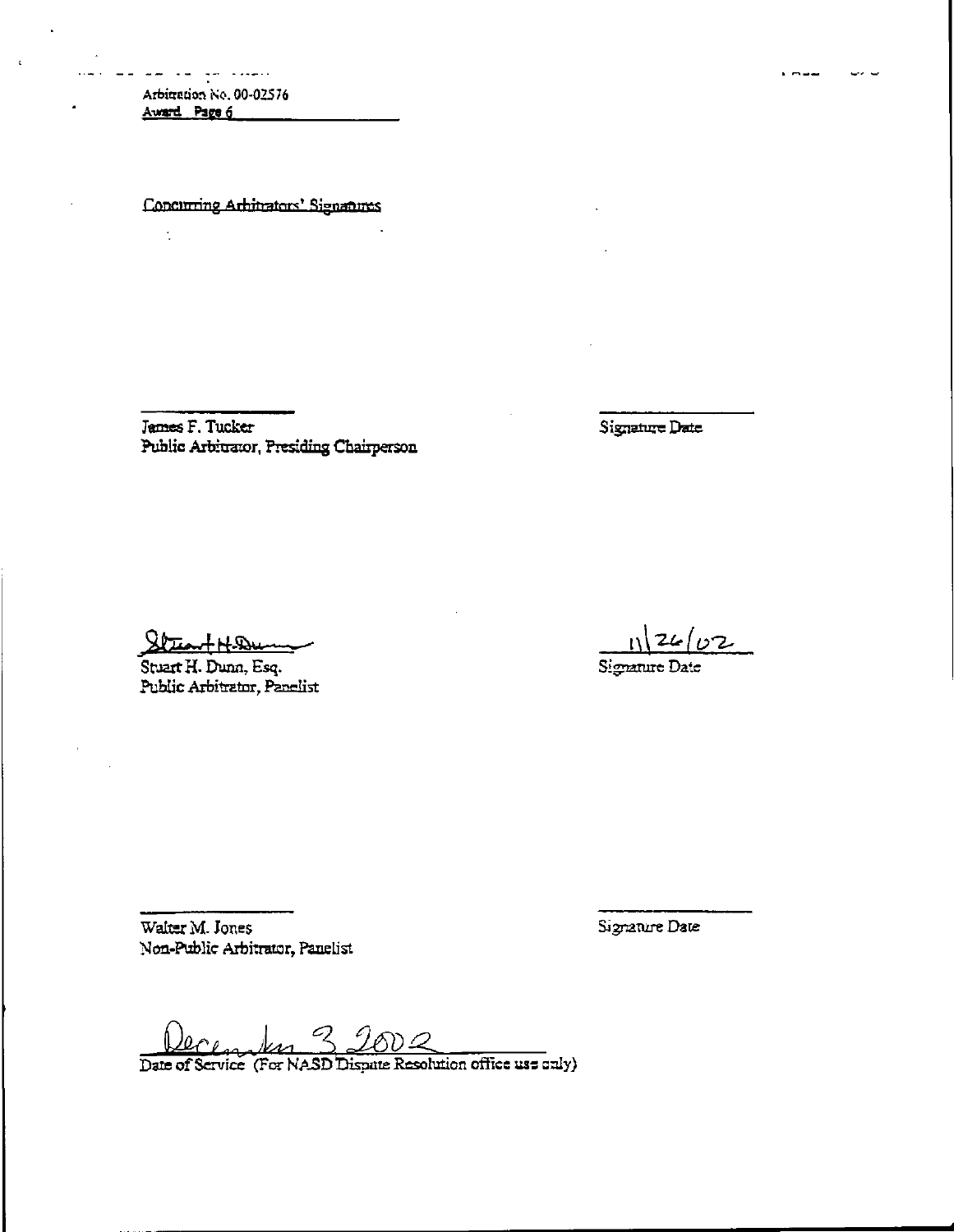Arbitration No. 00-02576
Award Page 6

Concurring Arbitrators' Signatures

James F. Tucker
Public Arbitrator, Presiding Chairperson

Signature Date

Stuart H. Dunn

Stuart H. Dunn, Esq.
Public Arbitrator, Panelist

11/26/02
Signature Date

Walter M. Jones
Non-Public Arbitrator, Panelist

Signature Date

December 3 2002
Date of Service (For NASD Dispute Resolution office use only)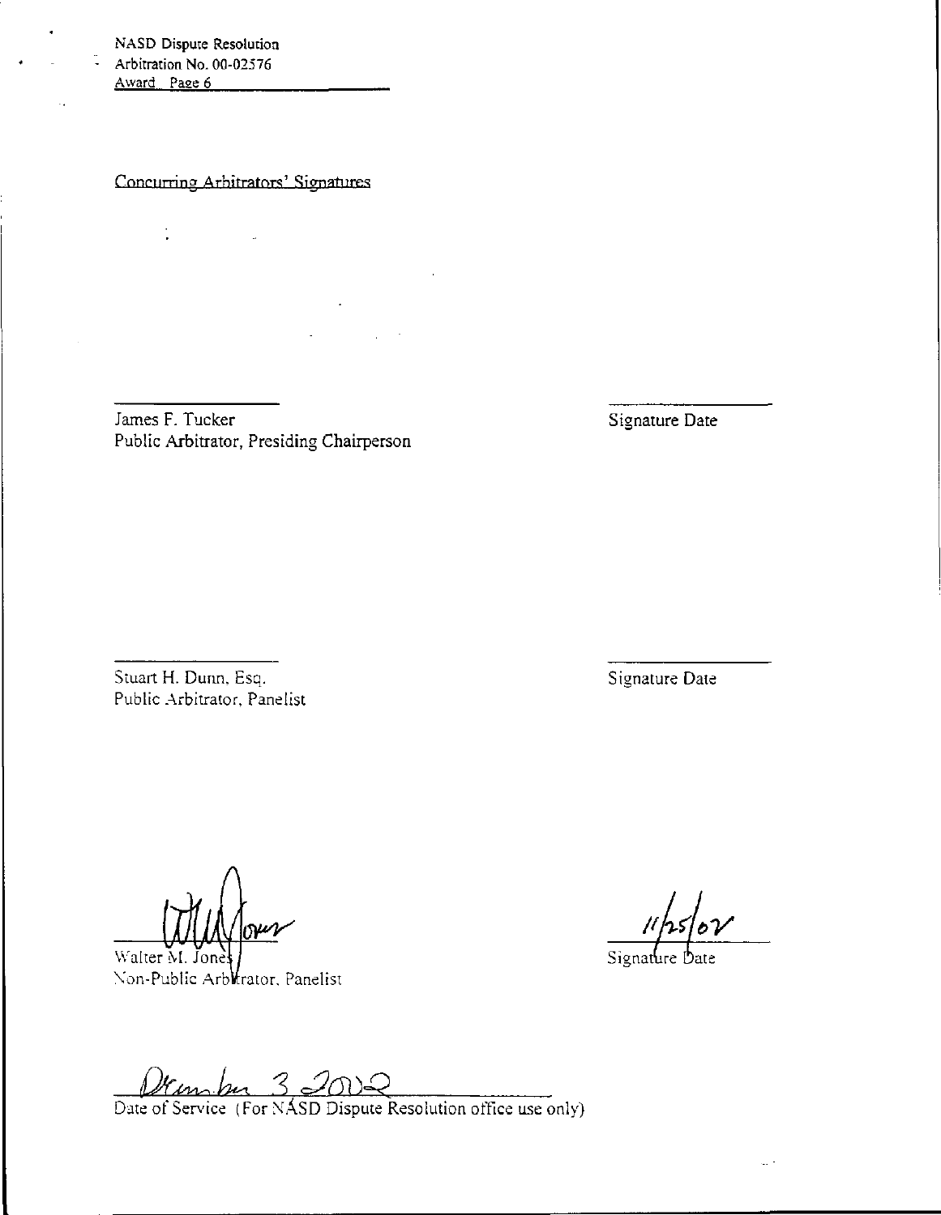NASD Dispute Resolution
Arbitration No. 00-02576
Award Page 6

Concurring Arbitrators' Signatures

James F. Tucker
Public Arbitrator, Presiding Chairperson

Signature Date

Stuart H. Dunn, Esq.
Public Arbitrator, Panelist

Signature Date

Walter M. Jones
Non-Public Arbitrator, Panelist

11/25/02
Signature Date

December 3 2002
Date of Service (For NASD Dispute Resolution office use only)